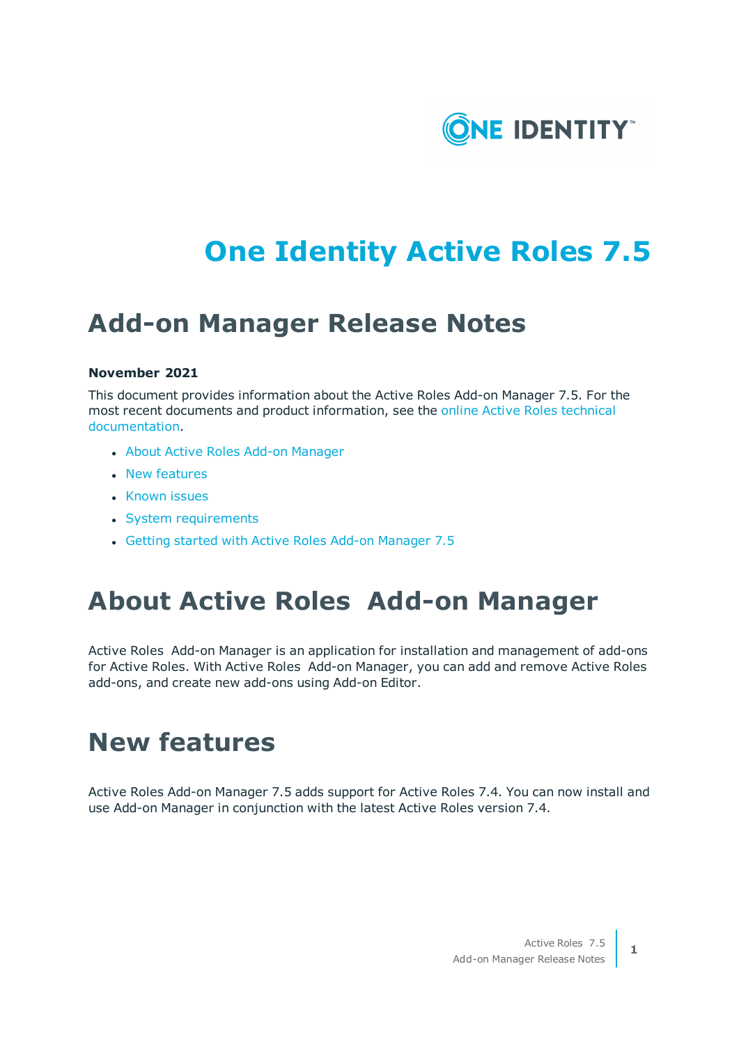# One Identity Active Roles 7.5

## Add-on Manager Release Notes

**November 2021**

This document provides information about the Active Roles Add-on Manager 7.5. For the most recent documents and product information, see the online Active Roles technical documentation.

- About Active Roles Add-on Manager
- New features
- Known issues
- System requirements
- Getting started with Active Roles Add-on Manager 7.5

# About Active Roles Add-on Manager

Active Roles Add-on Manager is an application for installation and management of add-ons for Active Roles. With Active Roles Add-on Manager, you can add and remove Active Roles add-ons, and create new add-ons using Add-on Editor.

# New features

Active Roles Add-on Manager 7.5 adds support for Active Roles 7.4. You can now install and use Add-on Manager in conjunction with the latest Active Roles version 7.4.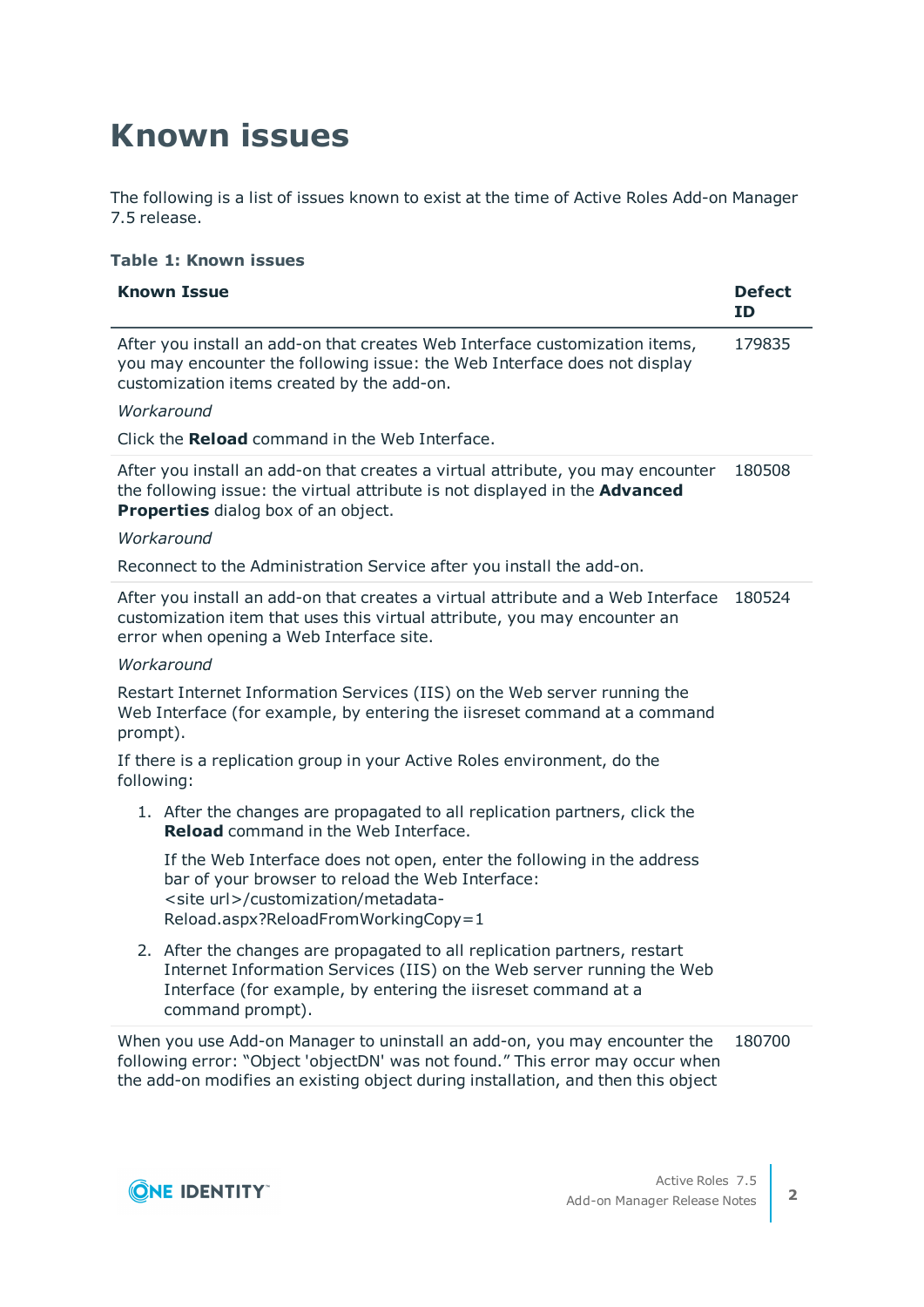# Known issues

The following is a list of issues known to exist at the time of Active Roles Add-on Manager 7.5 release.

**Table 1: Known issues**

| Known Issue | Defect ID |
|---|---|
| After you install an add-on that creates Web Interface customization items, you may encounter the following issue: the Web Interface does not display customization items created by the add-on.<br><br>*Workaround*<br><br>Click the **Reload** command in the Web Interface. | 179835 |
| After you install an add-on that creates a virtual attribute, you may encounter the following issue: the virtual attribute is not displayed in the **Advanced Properties** dialog box of an object.<br><br>*Workaround*<br><br>Reconnect to the Administration Service after you install the add-on. | 180508 |
| After you install an add-on that creates a virtual attribute and a Web Interface customization item that uses this virtual attribute, you may encounter an error when opening a Web Interface site.<br><br>*Workaround*<br><br>Restart Internet Information Services (IIS) on the Web server running the Web Interface (for example, by entering the iisreset command at a command prompt).<br><br>If there is a replication group in your Active Roles environment, do the following:<br><br>1. After the changes are propagated to all replication partners, click the **Reload** command in the Web Interface.<br>If the Web Interface does not open, enter the following in the address bar of your browser to reload the Web Interface: <site url>/customization/metadata-Reload.aspx?ReloadFromWorkingCopy=1<br><br>2. After the changes are propagated to all replication partners, restart Internet Information Services (IIS) on the Web server running the Web Interface (for example, by entering the iisreset command at a command prompt). | 180524 |
| When you use Add-on Manager to uninstall an add-on, you may encounter the following error: “Object 'objectDN' was not found.” This error may occur when the add-on modifies an existing object during installation, and then this object | 180700 |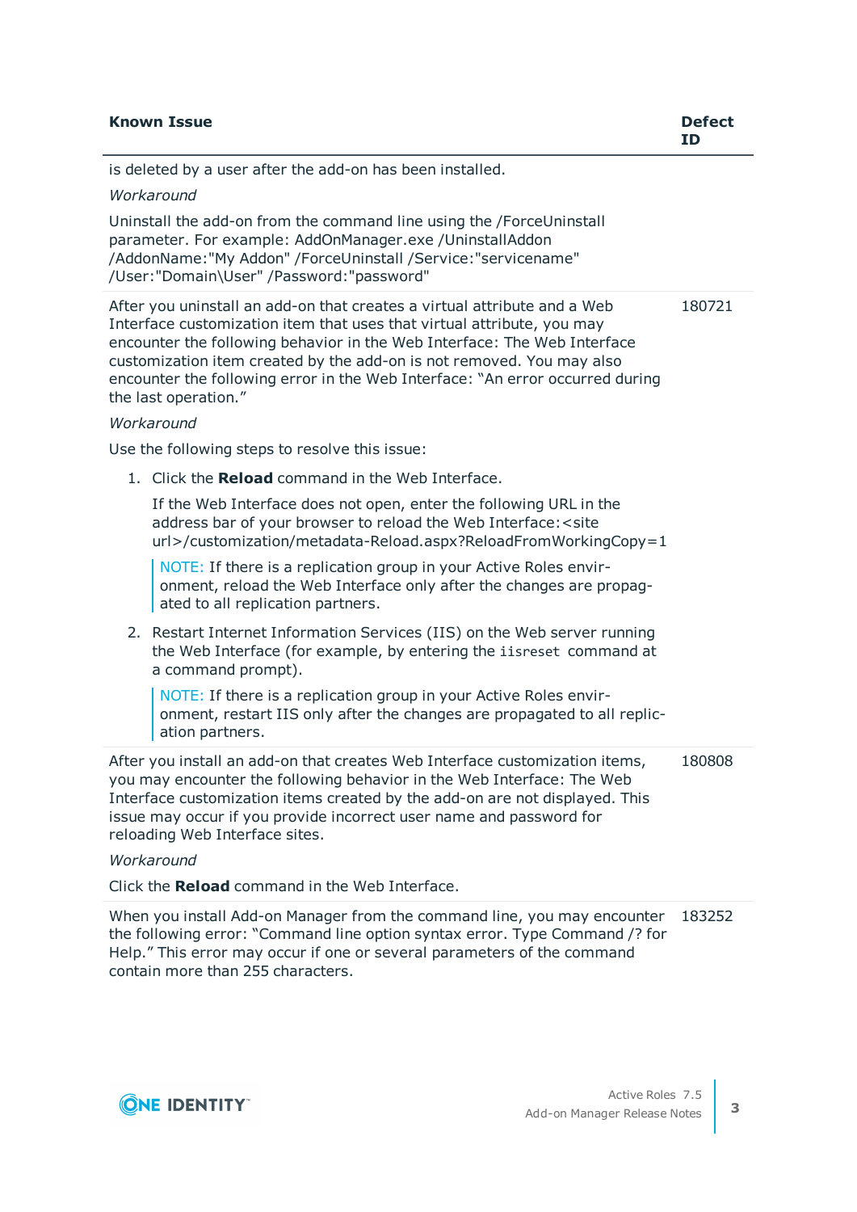| Known Issue | Defect ID |
|---|---|
| is deleted by a user after the add-on has been installed.<br><br>*Workaround*<br><br>Uninstall the add-on from the command line using the /ForceUninstall parameter. For example: AddOnManager.exe /UninstallAddon /AddonName:"My Addon" /ForceUninstall /Service:"servicename" /User:"Domain\User" /Password:"password" | |
| After you uninstall an add-on that creates a virtual attribute and a Web Interface customization item that uses that virtual attribute, you may encounter the following behavior in the Web Interface: The Web Interface customization item created by the add-on is not removed. You may also encounter the following error in the Web Interface: “An error occurred during the last operation.”<br><br>*Workaround*<br><br>Use the following steps to resolve this issue:<br><br>1. Click the **Reload** command in the Web Interface.<br><br>If the Web Interface does not open, enter the following URL in the address bar of your browser to reload the Web Interface:<site url>/customization/metadata-Reload.aspx?ReloadFromWorkingCopy=1<br><br>NOTE: If there is a replication group in your Active Roles environment, reload the Web Interface only after the changes are propagated to all replication partners.<br><br>2. Restart Internet Information Services (IIS) on the Web server running the Web Interface (for example, by entering the `iisreset` command at a command prompt).<br><br>NOTE: If there is a replication group in your Active Roles environment, restart IIS only after the changes are propagated to all replication partners. | 180721 |
| After you install an add-on that creates Web Interface customization items, you may encounter the following behavior in the Web Interface: The Web Interface customization items created by the add-on are not displayed. This issue may occur if you provide incorrect user name and password for reloading Web Interface sites.<br><br>*Workaround*<br><br>Click the **Reload** command in the Web Interface. | 180808 |
| When you install Add-on Manager from the command line, you may encounter the following error: “Command line option syntax error. Type Command /? for Help.” This error may occur if one or several parameters of the command contain more than 255 characters. | 183252 |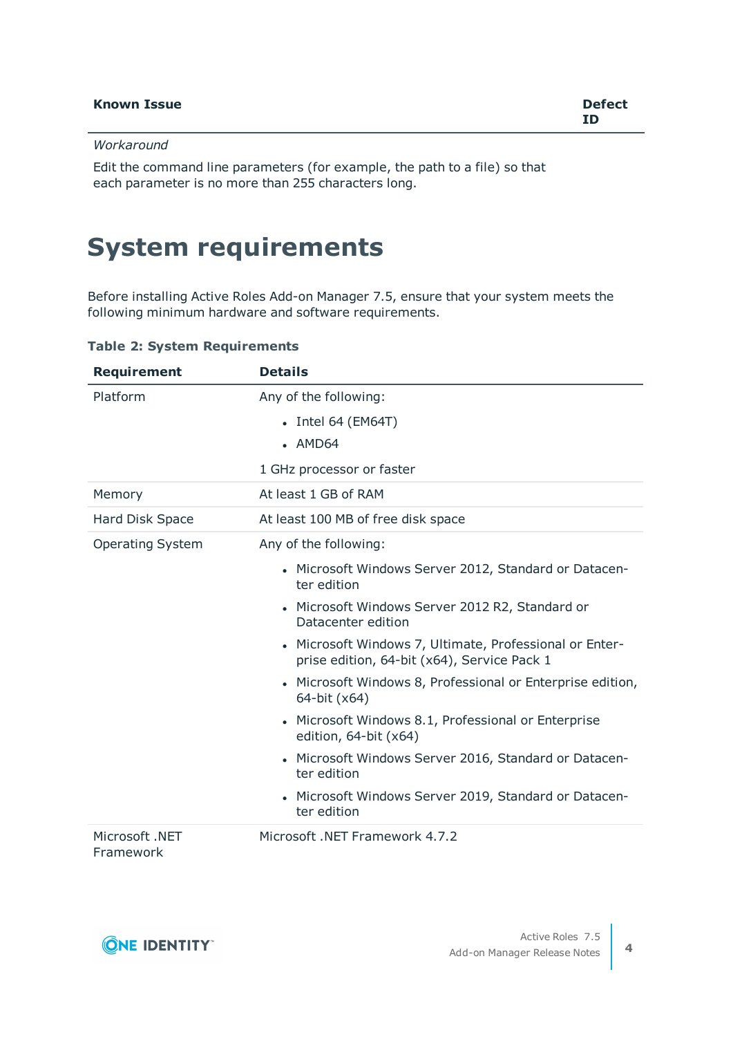| Known Issue | Defect ID |
| --- | --- |
| *Workaround*<br><br>Edit the command line parameters (for example, the path to a file) so that each parameter is no more than 255 characters long. | |

# System requirements

Before installing Active Roles Add-on Manager 7.5, ensure that your system meets the following minimum hardware and software requirements.

**Table 2: System Requirements**

| Requirement | Details |
| --- | --- |
| Platform | Any of the following:<br>• Intel 64 (EM64T)<br>• AMD64<br><br>1 GHz processor or faster |
| Memory | At least 1 GB of RAM |
| Hard Disk Space | At least 100 MB of free disk space |
| Operating System | Any of the following:<br>• Microsoft Windows Server 2012, Standard or Datacenter edition<br>• Microsoft Windows Server 2012 R2, Standard or Datacenter edition<br>• Microsoft Windows 7, Ultimate, Professional or Enterprise edition, 64-bit (x64), Service Pack 1<br>• Microsoft Windows 8, Professional or Enterprise edition, 64-bit (x64)<br>• Microsoft Windows 8.1, Professional or Enterprise edition, 64-bit (x64)<br>• Microsoft Windows Server 2016, Standard or Datacenter edition<br>• Microsoft Windows Server 2019, Standard or Datacenter edition |
| Microsoft .NET Framework | Microsoft .NET Framework 4.7.2 |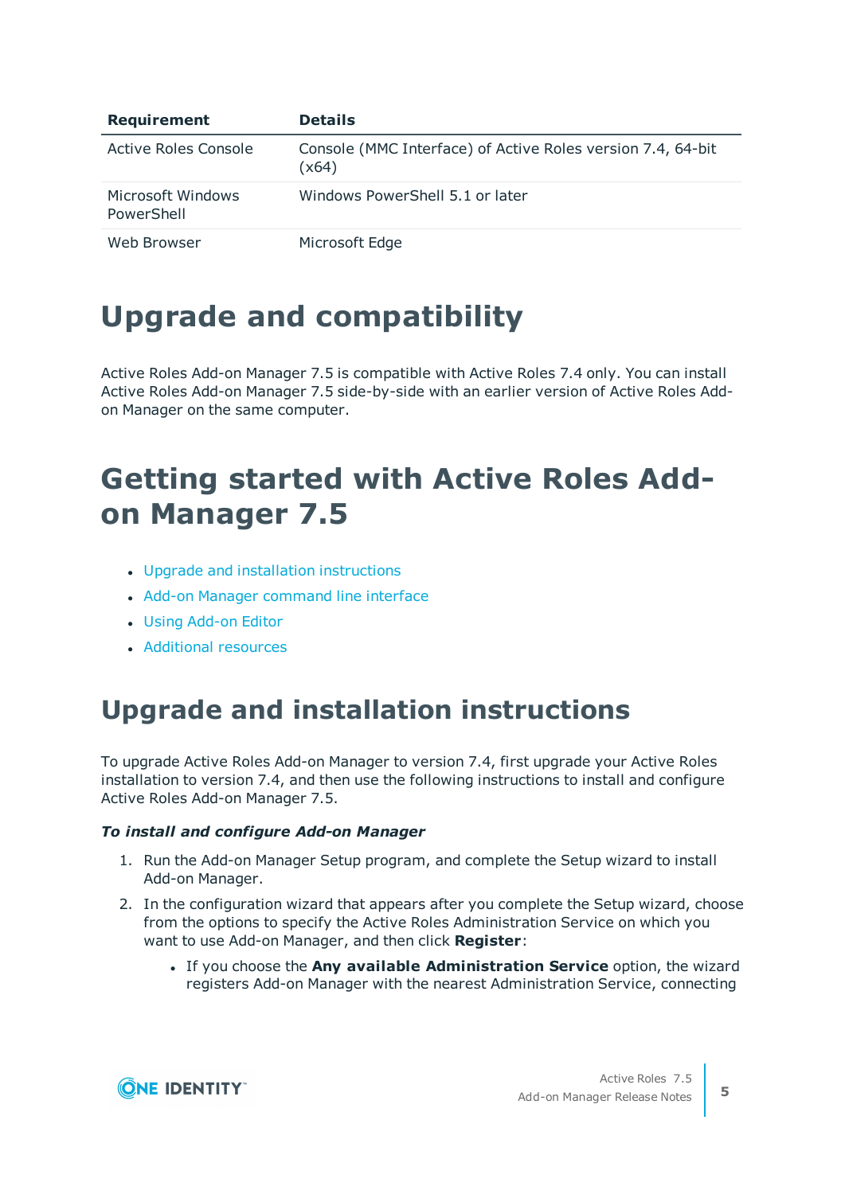| Requirement | Details |
| --- | --- |
| Active Roles Console | Console (MMC Interface) of Active Roles version 7.4, 64-bit (x64) |
| Microsoft Windows PowerShell | Windows PowerShell 5.1 or later |
| Web Browser | Microsoft Edge |

# Upgrade and compatibility

Active Roles Add-on Manager 7.5 is compatible with Active Roles 7.4 only. You can install Active Roles Add-on Manager 7.5 side-by-side with an earlier version of Active Roles Add-on Manager on the same computer.

# Getting started with Active Roles Add-on Manager 7.5

- Upgrade and installation instructions
- Add-on Manager command line interface
- Using Add-on Editor
- Additional resources

## Upgrade and installation instructions

To upgrade Active Roles Add-on Manager to version 7.4, first upgrade your Active Roles installation to version 7.4, and then use the following instructions to install and configure Active Roles Add-on Manager 7.5.

***To install and configure Add-on Manager***

1. Run the Add-on Manager Setup program, and complete the Setup wizard to install Add-on Manager.
2. In the configuration wizard that appears after you complete the Setup wizard, choose from the options to specify the Active Roles Administration Service on which you want to use Add-on Manager, and then click **Register**:
    - If you choose the **Any available Administration Service** option, the wizard registers Add-on Manager with the nearest Administration Service, connecting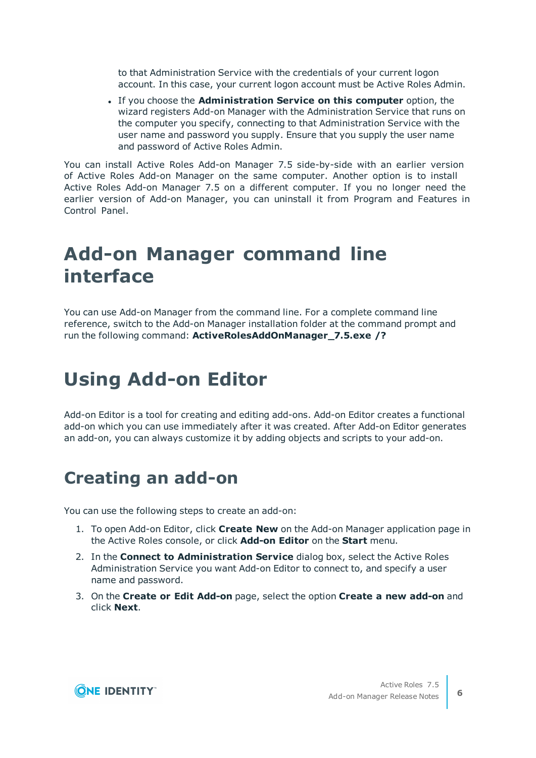to that Administration Service with the credentials of your current logon account. In this case, your current logon account must be Active Roles Admin.

- If you choose the **Administration Service on this computer** option, the wizard registers Add-on Manager with the Administration Service that runs on the computer you specify, connecting to that Administration Service with the user name and password you supply. Ensure that you supply the user name and password of Active Roles Admin.

You can install Active Roles Add-on Manager 7.5 side-by-side with an earlier version of Active Roles Add-on Manager on the same computer. Another option is to install Active Roles Add-on Manager 7.5 on a different computer. If you no longer need the earlier version of Add-on Manager, you can uninstall it from Program and Features in Control Panel.

# Add-on Manager command line interface

You can use Add-on Manager from the command line. For a complete command line reference, switch to the Add-on Manager installation folder at the command prompt and run the following command: **ActiveRolesAddOnManager_7.5.exe /?**

# Using Add-on Editor

Add-on Editor is a tool for creating and editing add-ons. Add-on Editor creates a functional add-on which you can use immediately after it was created. After Add-on Editor generates an add-on, you can always customize it by adding objects and scripts to your add-on.

## Creating an add-on

You can use the following steps to create an add-on:

1. To open Add-on Editor, click **Create New** on the Add-on Manager application page in the Active Roles console, or click **Add-on Editor** on the **Start** menu.
2. In the **Connect to Administration Service** dialog box, select the Active Roles Administration Service you want Add-on Editor to connect to, and specify a user name and password.
3. On the **Create or Edit Add-on** page, select the option **Create a new add-on** and click **Next**.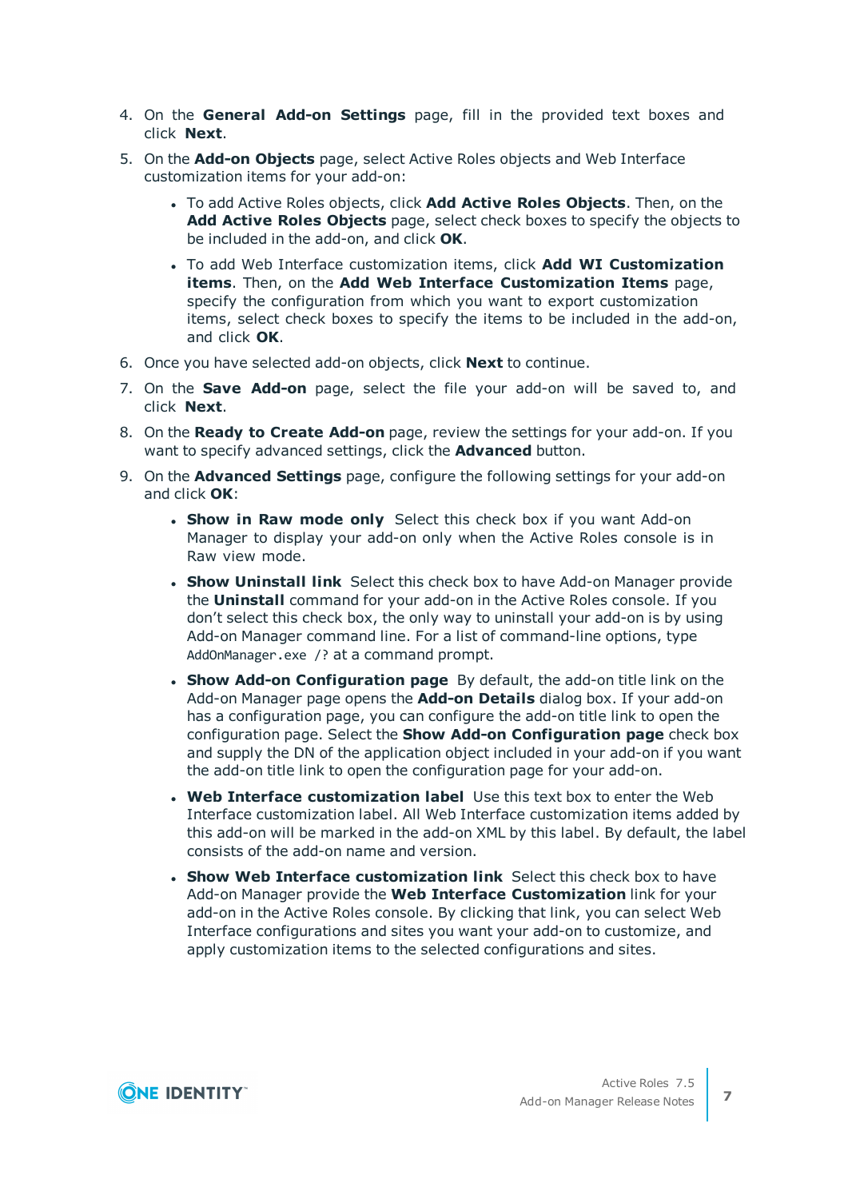4. On the **General Add-on Settings** page, fill in the provided text boxes and click **Next**.
5. On the **Add-on Objects** page, select Active Roles objects and Web Interface customization items for your add-on:
    - To add Active Roles objects, click **Add Active Roles Objects**. Then, on the **Add Active Roles Objects** page, select check boxes to specify the objects to be included in the add-on, and click **OK**.
    - To add Web Interface customization items, click **Add WI Customization items**. Then, on the **Add Web Interface Customization Items** page, specify the configuration from which you want to export customization items, select check boxes to specify the items to be included in the add-on, and click **OK**.
6. Once you have selected add-on objects, click **Next** to continue.
7. On the **Save Add-on** page, select the file your add-on will be saved to, and click **Next**.
8. On the **Ready to Create Add-on** page, review the settings for your add-on. If you want to specify advanced settings, click the **Advanced** button.
9. On the **Advanced Settings** page, configure the following settings for your add-on and click **OK**:
    - **Show in Raw mode only** Select this check box if you want Add-on Manager to display your add-on only when the Active Roles console is in Raw view mode.
    - **Show Uninstall link** Select this check box to have Add-on Manager provide the **Uninstall** command for your add-on in the Active Roles console. If you don't select this check box, the only way to uninstall your add-on is by using Add-on Manager command line. For a list of command-line options, type `AddOnManager.exe /?` at a command prompt.
    - **Show Add-on Configuration page** By default, the add-on title link on the Add-on Manager page opens the **Add-on Details** dialog box. If your add-on has a configuration page, you can configure the add-on title link to open the configuration page. Select the **Show Add-on Configuration page** check box and supply the DN of the application object included in your add-on if you want the add-on title link to open the configuration page for your add-on.
    - **Web Interface customization label** Use this text box to enter the Web Interface customization label. All Web Interface customization items added by this add-on will be marked in the add-on XML by this label. By default, the label consists of the add-on name and version.
    - **Show Web Interface customization link** Select this check box to have Add-on Manager provide the **Web Interface Customization** link for your add-on in the Active Roles console. By clicking that link, you can select Web Interface configurations and sites you want your add-on to customize, and apply customization items to the selected configurations and sites.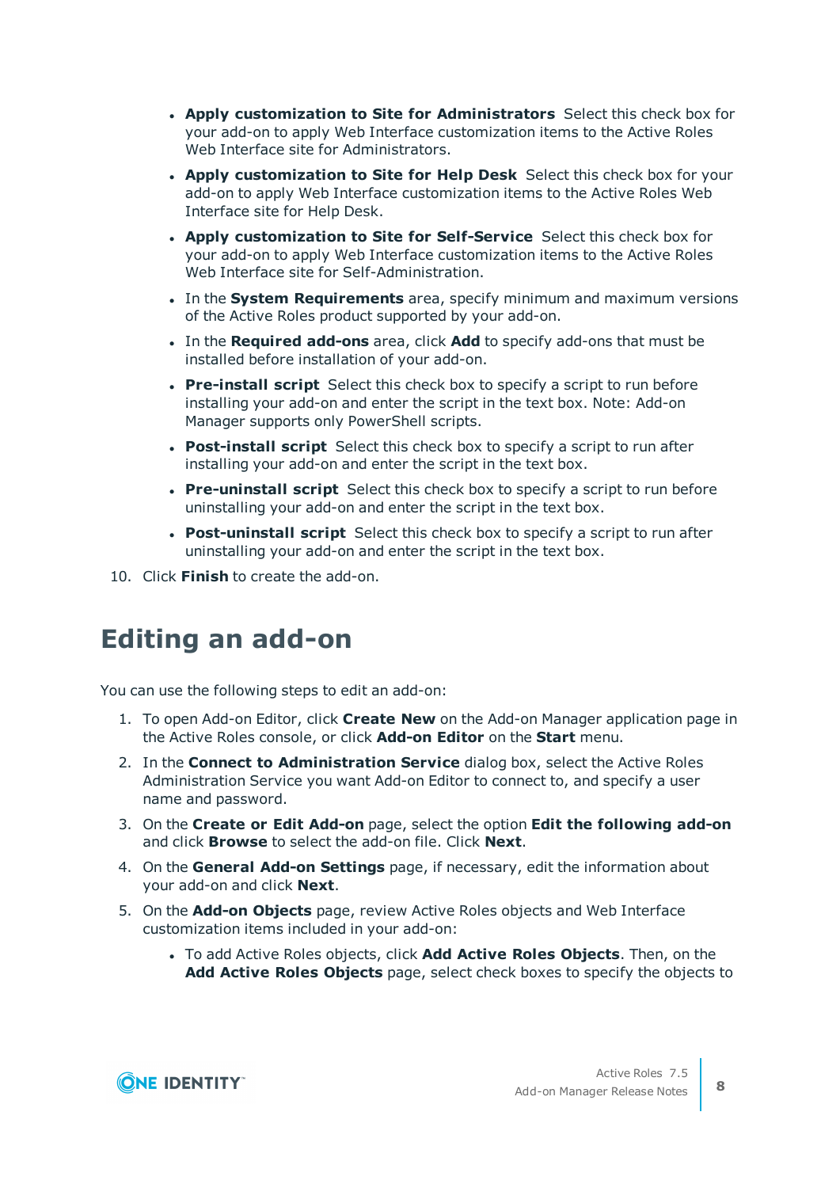- **Apply customization to Site for Administrators** Select this check box for your add-on to apply Web Interface customization items to the Active Roles Web Interface site for Administrators.
- **Apply customization to Site for Help Desk** Select this check box for your add-on to apply Web Interface customization items to the Active Roles Web Interface site for Help Desk.
- **Apply customization to Site for Self-Service** Select this check box for your add-on to apply Web Interface customization items to the Active Roles Web Interface site for Self-Administration.
- In the **System Requirements** area, specify minimum and maximum versions of the Active Roles product supported by your add-on.
- In the **Required add-ons** area, click **Add** to specify add-ons that must be installed before installation of your add-on.
- **Pre-install script** Select this check box to specify a script to run before installing your add-on and enter the script in the text box. Note: Add-on Manager supports only PowerShell scripts.
- **Post-install script** Select this check box to specify a script to run after installing your add-on and enter the script in the text box.
- **Pre-uninstall script** Select this check box to specify a script to run before uninstalling your add-on and enter the script in the text box.
- **Post-uninstall script** Select this check box to specify a script to run after uninstalling your add-on and enter the script in the text box.

10. Click **Finish** to create the add-on.

# Editing an add-on

You can use the following steps to edit an add-on:

1. To open Add-on Editor, click **Create New** on the Add-on Manager application page in the Active Roles console, or click **Add-on Editor** on the **Start** menu.
2. In the **Connect to Administration Service** dialog box, select the Active Roles Administration Service you want Add-on Editor to connect to, and specify a user name and password.
3. On the **Create or Edit Add-on** page, select the option **Edit the following add-on** and click **Browse** to select the add-on file. Click **Next**.
4. On the **General Add-on Settings** page, if necessary, edit the information about your add-on and click **Next**.
5. On the **Add-on Objects** page, review Active Roles objects and Web Interface customization items included in your add-on:
   - To add Active Roles objects, click **Add Active Roles Objects**. Then, on the **Add Active Roles Objects** page, select check boxes to specify the objects to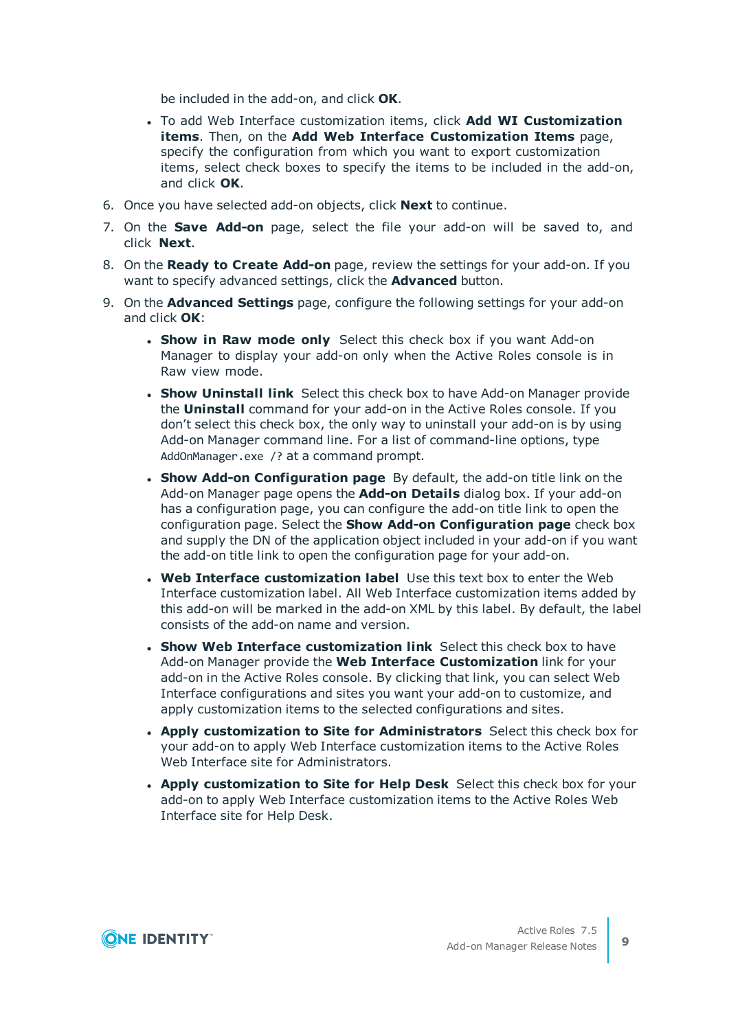be included in the add-on, and click **OK**.

- To add Web Interface customization items, click **Add WI Customization items**. Then, on the **Add Web Interface Customization Items** page, specify the configuration from which you want to export customization items, select check boxes to specify the items to be included in the add-on, and click **OK**.

6. Once you have selected add-on objects, click **Next** to continue.
7. On the **Save Add-on** page, select the file your add-on will be saved to, and click **Next**.
8. On the **Ready to Create Add-on** page, review the settings for your add-on. If you want to specify advanced settings, click the **Advanced** button.
9. On the **Advanced Settings** page, configure the following settings for your add-on and click **OK**:

   - **Show in Raw mode only** Select this check box if you want Add-on Manager to display your add-on only when the Active Roles console is in Raw view mode.
   - **Show Uninstall link** Select this check box to have Add-on Manager provide the **Uninstall** command for your add-on in the Active Roles console. If you don't select this check box, the only way to uninstall your add-on is by using Add-on Manager command line. For a list of command-line options, type `AddOnManager.exe /?` at a command prompt.
   - **Show Add-on Configuration page** By default, the add-on title link on the Add-on Manager page opens the **Add-on Details** dialog box. If your add-on has a configuration page, you can configure the add-on title link to open the configuration page. Select the **Show Add-on Configuration page** check box and supply the DN of the application object included in your add-on if you want the add-on title link to open the configuration page for your add-on.
   - **Web Interface customization label** Use this text box to enter the Web Interface customization label. All Web Interface customization items added by this add-on will be marked in the add-on XML by this label. By default, the label consists of the add-on name and version.
   - **Show Web Interface customization link** Select this check box to have Add-on Manager provide the **Web Interface Customization** link for your add-on in the Active Roles console. By clicking that link, you can select Web Interface configurations and sites you want your add-on to customize, and apply customization items to the selected configurations and sites.
   - **Apply customization to Site for Administrators** Select this check box for your add-on to apply Web Interface customization items to the Active Roles Web Interface site for Administrators.
   - **Apply customization to Site for Help Desk** Select this check box for your add-on to apply Web Interface customization items to the Active Roles Web Interface site for Help Desk.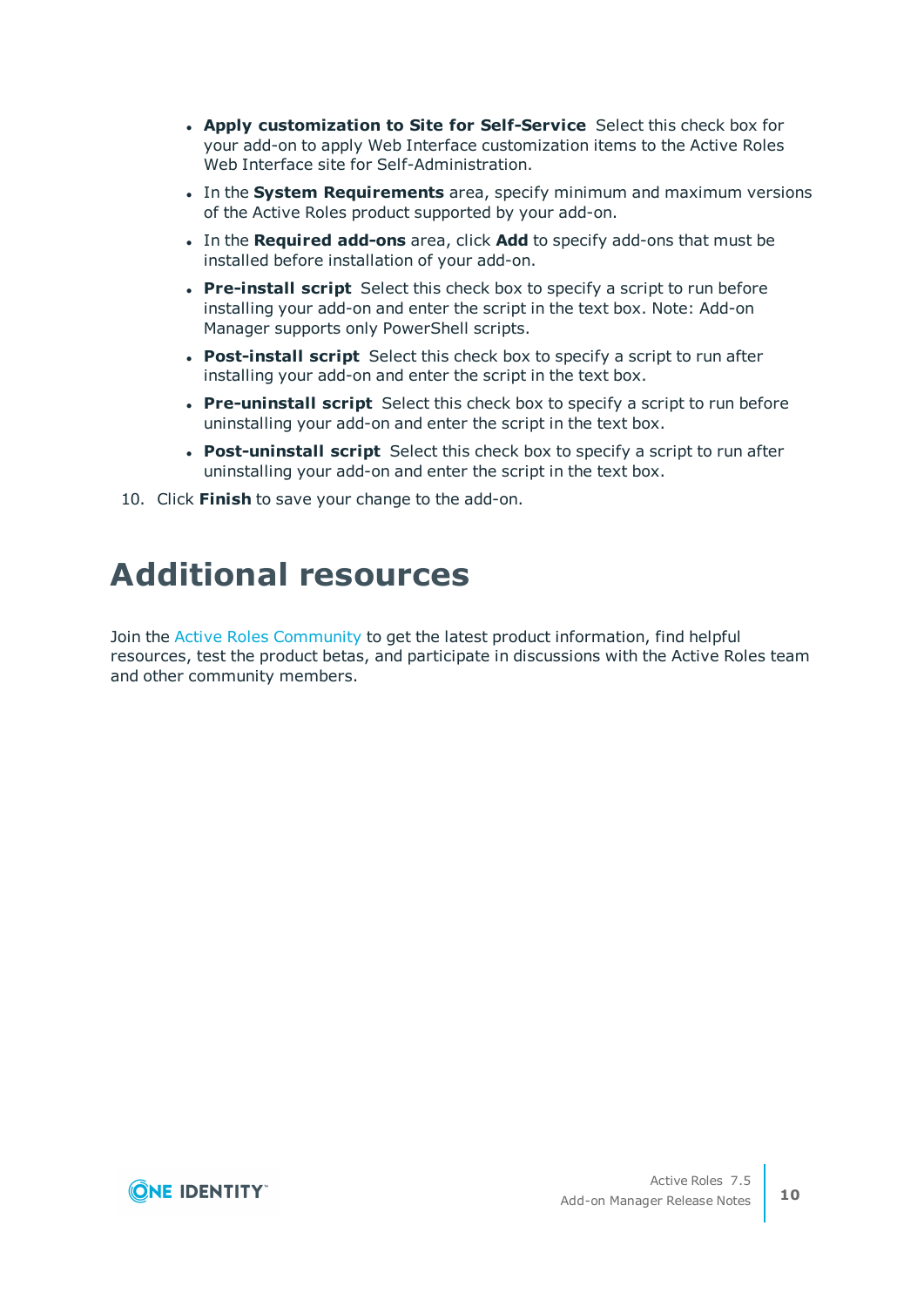- **Apply customization to Site for Self-Service** Select this check box for your add-on to apply Web Interface customization items to the Active Roles Web Interface site for Self-Administration.
- In the **System Requirements** area, specify minimum and maximum versions of the Active Roles product supported by your add-on.
- In the **Required add-ons** area, click **Add** to specify add-ons that must be installed before installation of your add-on.
- **Pre-install script** Select this check box to specify a script to run before installing your add-on and enter the script in the text box. Note: Add-on Manager supports only PowerShell scripts.
- **Post-install script** Select this check box to specify a script to run after installing your add-on and enter the script in the text box.
- **Pre-uninstall script** Select this check box to specify a script to run before uninstalling your add-on and enter the script in the text box.
- **Post-uninstall script** Select this check box to specify a script to run after uninstalling your add-on and enter the script in the text box.

10. Click **Finish** to save your change to the add-on.

# Additional resources

Join the Active Roles Community to get the latest product information, find helpful resources, test the product betas, and participate in discussions with the Active Roles team and other community members.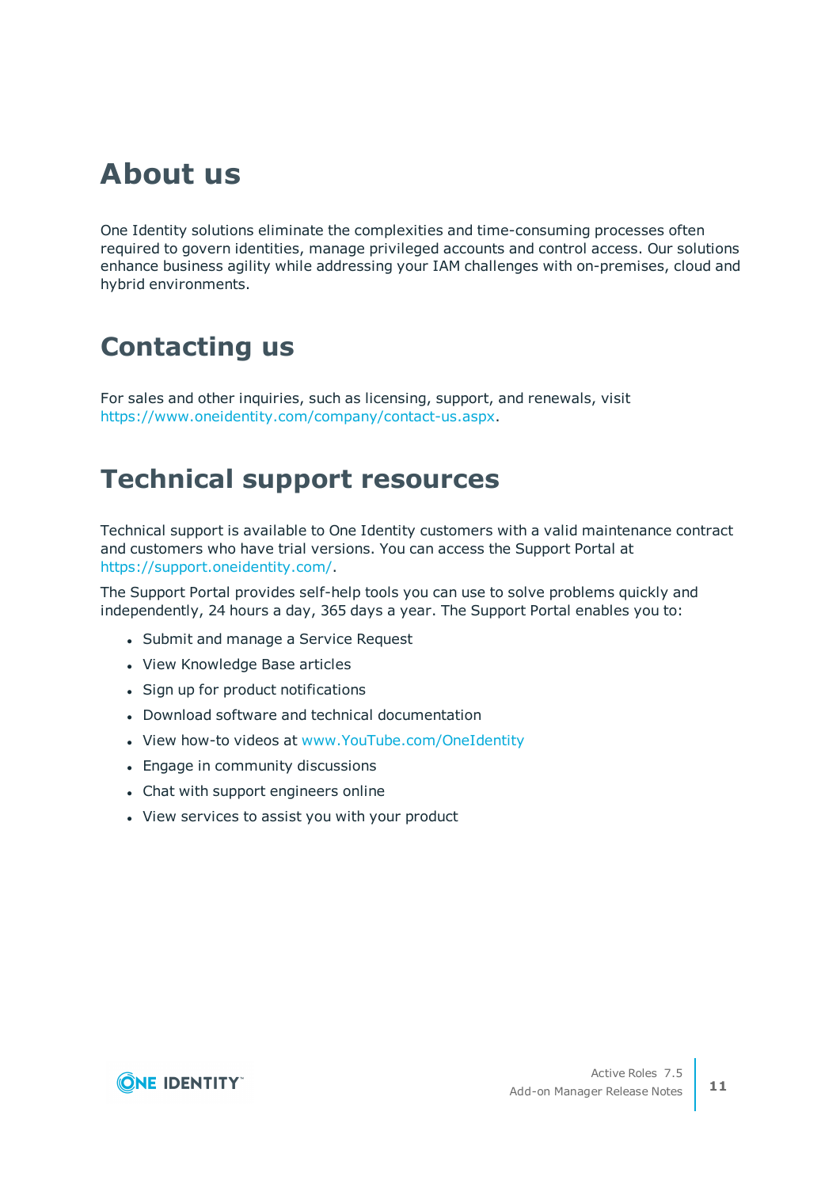# About us

One Identity solutions eliminate the complexities and time-consuming processes often required to govern identities, manage privileged accounts and control access. Our solutions enhance business agility while addressing your IAM challenges with on-premises, cloud and hybrid environments.

# Contacting us

For sales and other inquiries, such as licensing, support, and renewals, visit https://www.oneidentity.com/company/contact-us.aspx.

# Technical support resources

Technical support is available to One Identity customers with a valid maintenance contract and customers who have trial versions. You can access the Support Portal at https://support.oneidentity.com/.

The Support Portal provides self-help tools you can use to solve problems quickly and independently, 24 hours a day, 365 days a year. The Support Portal enables you to:

- Submit and manage a Service Request
- View Knowledge Base articles
- Sign up for product notifications
- Download software and technical documentation
- View how-to videos at www.YouTube.com/OneIdentity
- Engage in community discussions
- Chat with support engineers online
- View services to assist you with your product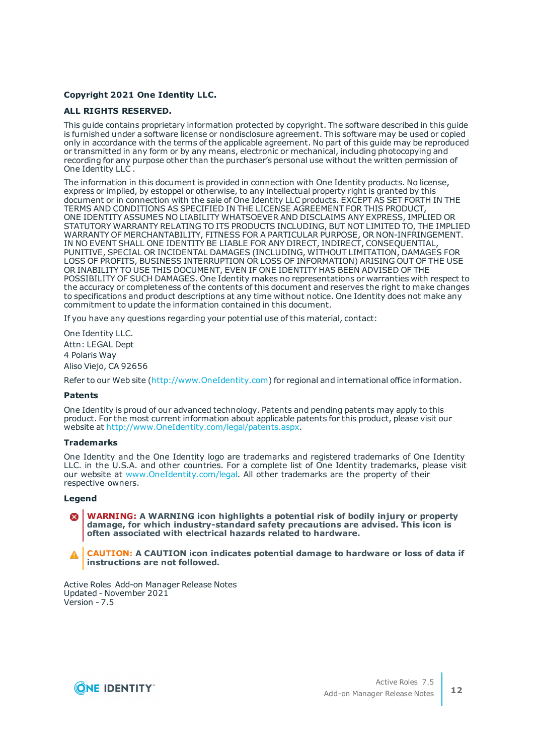**Copyright 2021 One Identity LLC.**

**ALL RIGHTS RESERVED.**

This guide contains proprietary information protected by copyright. The software described in this guide is furnished under a software license or nondisclosure agreement. This software may be used or copied only in accordance with the terms of the applicable agreement. No part of this guide may be reproduced or transmitted in any form or by any means, electronic or mechanical, including photocopying and recording for any purpose other than the purchaser's personal use without the written permission of One Identity LLC .

The information in this document is provided in connection with One Identity products. No license, express or implied, by estoppel or otherwise, to any intellectual property right is granted by this document or in connection with the sale of One Identity LLC products. EXCEPT AS SET FORTH IN THE TERMS AND CONDITIONS AS SPECIFIED IN THE LICENSE AGREEMENT FOR THIS PRODUCT, ONE IDENTITY ASSUMES NO LIABILITY WHATSOEVER AND DISCLAIMS ANY EXPRESS, IMPLIED OR STATUTORY WARRANTY RELATING TO ITS PRODUCTS INCLUDING, BUT NOT LIMITED TO, THE IMPLIED WARRANTY OF MERCHANTABILITY, FITNESS FOR A PARTICULAR PURPOSE, OR NON-INFRINGEMENT. IN NO EVENT SHALL ONE IDENTITY BE LIABLE FOR ANY DIRECT, INDIRECT, CONSEQUENTIAL, PUNITIVE, SPECIAL OR INCIDENTAL DAMAGES (INCLUDING, WITHOUT LIMITATION, DAMAGES FOR LOSS OF PROFITS, BUSINESS INTERRUPTION OR LOSS OF INFORMATION) ARISING OUT OF THE USE OR INABILITY TO USE THIS DOCUMENT, EVEN IF ONE IDENTITY HAS BEEN ADVISED OF THE POSSIBILITY OF SUCH DAMAGES. One Identity makes no representations or warranties with respect to the accuracy or completeness of the contents of this document and reserves the right to make changes to specifications and product descriptions at any time without notice. One Identity does not make any commitment to update the information contained in this document.

If you have any questions regarding your potential use of this material, contact:

One Identity LLC.  
Attn: LEGAL Dept  
4 Polaris Way  
Aliso Viejo, CA 92656

Refer to our Web site (http://www.OneIdentity.com) for regional and international office information.

**Patents**

One Identity is proud of our advanced technology. Patents and pending patents may apply to this product. For the most current information about applicable patents for this product, please visit our website at http://www.OneIdentity.com/legal/patents.aspx.

**Trademarks**

One Identity and the One Identity logo are trademarks and registered trademarks of One Identity LLC. in the U.S.A. and other countries. For a complete list of One Identity trademarks, please visit our website at www.OneIdentity.com/legal. All other trademarks are the property of their respective owners.

**Legend**

**WARNING: A WARNING icon highlights a potential risk of bodily injury or property damage, for which industry-standard safety precautions are advised. This icon is often associated with electrical hazards related to hardware.**

**CAUTION: A CAUTION icon indicates potential damage to hardware or loss of data if instructions are not followed.**

Active Roles Add-on Manager Release Notes  
Updated - November 2021  
Version - 7.5